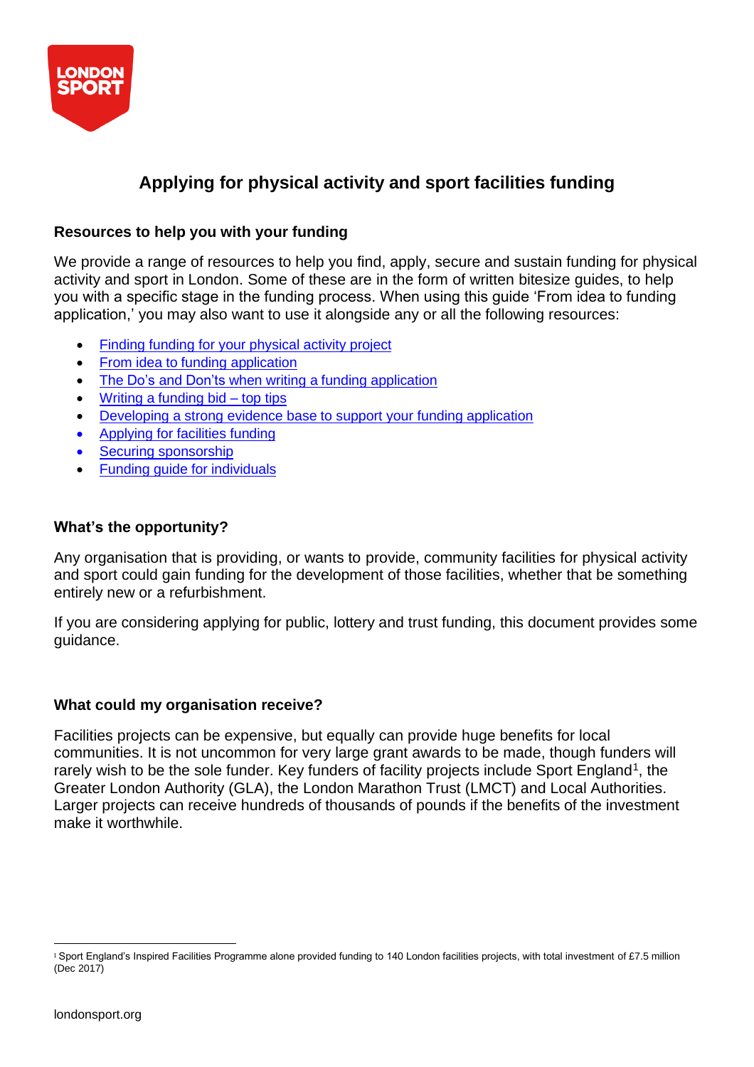# Applying for physical activity and sport facilities funding

## Resources to help you with your funding

We provide a range of resources to help you find, apply, secure and sustain funding for physical activity and sport in London. Some of these are in the form of written bitesize guides, to help you with a specific stage in the funding process. When using this guide 'From idea to funding application,' you may also want to use it alongside any or all the following resources:

- Finding funding for your physical activity project
- From idea to funding application
- The Do's and Don'ts when writing a funding application
- Writing a funding bid – top tips
- Developing a strong evidence base to support your funding application
- Applying for facilities funding
- Securing sponsorship
- Funding guide for individuals

## What's the opportunity?

Any organisation that is providing, or wants to provide, community facilities for physical activity and sport could gain funding for the development of those facilities, whether that be something entirely new or a refurbishment.

If you are considering applying for public, lottery and trust funding, this document provides some guidance.

## What could my organisation receive?

Facilities projects can be expensive, but equally can provide huge benefits for local communities. It is not uncommon for very large grant awards to be made, though funders will rarely wish to be the sole funder. Key funders of facility projects include Sport England[1], the Greater London Authority (GLA), the London Marathon Trust (LMCT) and Local Authorities. Larger projects can receive hundreds of thousands of pounds if the benefits of the investment make it worthwhile.

---

[1] Sport England's Inspired Facilities Programme alone provided funding to 140 London facilities projects, with total investment of £7.5 million (Dec 2017)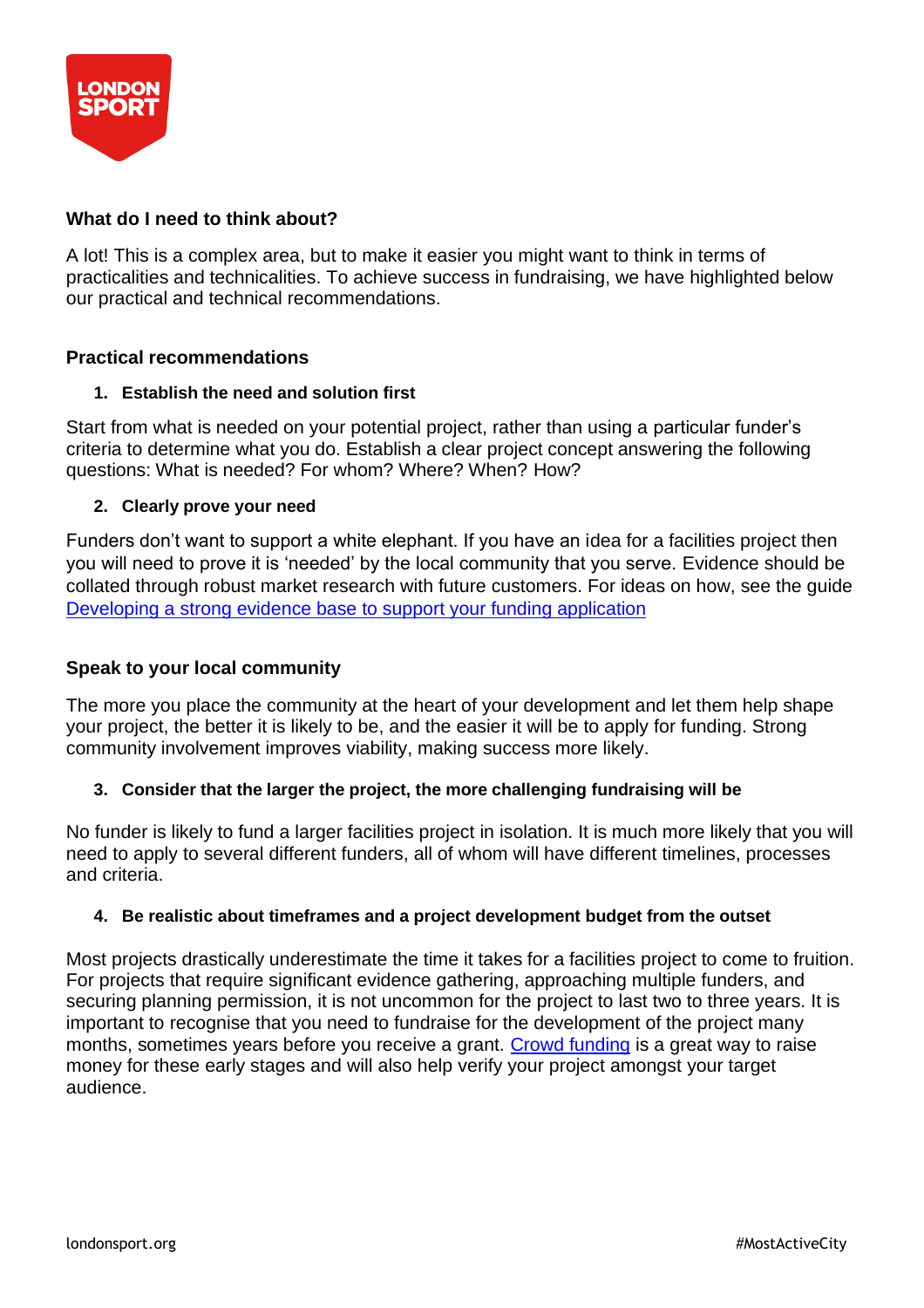## What do I need to think about?

A lot! This is a complex area, but to make it easier you might want to think in terms of practicalities and technicalities. To achieve success in fundraising, we have highlighted below our practical and technical recommendations.

## Practical recommendations

### 1. Establish the need and solution first

Start from what is needed on your potential project, rather than using a particular funder's criteria to determine what you do. Establish a clear project concept answering the following questions: What is needed? For whom? Where? When? How?

### 2. Clearly prove your need

Funders don't want to support a white elephant. If you have an idea for a facilities project then you will need to prove it is 'needed' by the local community that you serve. Evidence should be collated through robust market research with future customers. For ideas on how, see the guide [Developing a strong evidence base to support your funding application]

## Speak to your local community

The more you place the community at the heart of your development and let them help shape your project, the better it is likely to be, and the easier it will be to apply for funding. Strong community involvement improves viability, making success more likely.

### 3. Consider that the larger the project, the more challenging fundraising will be

No funder is likely to fund a larger facilities project in isolation. It is much more likely that you will need to apply to several different funders, all of whom will have different timelines, processes and criteria.

### 4. Be realistic about timeframes and a project development budget from the outset

Most projects drastically underestimate the time it takes for a facilities project to come to fruition. For projects that require significant evidence gathering, approaching multiple funders, and securing planning permission, it is not uncommon for the project to last two to three years. It is important to recognise that you need to fundraise for the development of the project many months, sometimes years before you receive a grant. [Crowd funding] is a great way to raise money for these early stages and will also help verify your project amongst your target audience.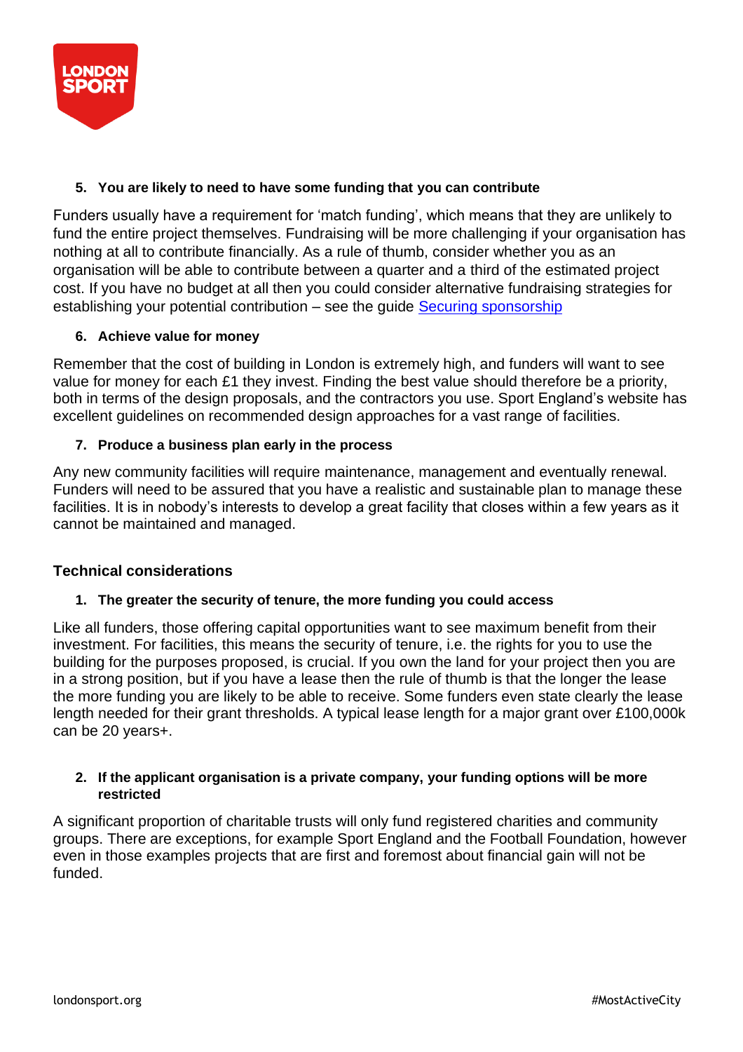**5. You are likely to need to have some funding that you can contribute**

Funders usually have a requirement for 'match funding', which means that they are unlikely to fund the entire project themselves. Fundraising will be more challenging if your organisation has nothing at all to contribute financially. As a rule of thumb, consider whether you as an organisation will be able to contribute between a quarter and a third of the estimated project cost. If you have no budget at all then you could consider alternative fundraising strategies for establishing your potential contribution – see the guide [Securing sponsorship]

**6. Achieve value for money**

Remember that the cost of building in London is extremely high, and funders will want to see value for money for each £1 they invest. Finding the best value should therefore be a priority, both in terms of the design proposals, and the contractors you use. Sport England's website has excellent guidelines on recommended design approaches for a vast range of facilities.

**7. Produce a business plan early in the process**

Any new community facilities will require maintenance, management and eventually renewal. Funders will need to be assured that you have a realistic and sustainable plan to manage these facilities. It is in nobody's interests to develop a great facility that closes within a few years as it cannot be maintained and managed.

## Technical considerations

**1. The greater the security of tenure, the more funding you could access**

Like all funders, those offering capital opportunities want to see maximum benefit from their investment. For facilities, this means the security of tenure, i.e. the rights for you to use the building for the purposes proposed, is crucial. If you own the land for your project then you are in a strong position, but if you have a lease then the rule of thumb is that the longer the lease the more funding you are likely to be able to receive. Some funders even state clearly the lease length needed for their grant thresholds. A typical lease length for a major grant over £100,000k can be 20 years+.

**2. If the applicant organisation is a private company, your funding options will be more restricted**

A significant proportion of charitable trusts will only fund registered charities and community groups. There are exceptions, for example Sport England and the Football Foundation, however even in those examples projects that are first and foremost about financial gain will not be funded.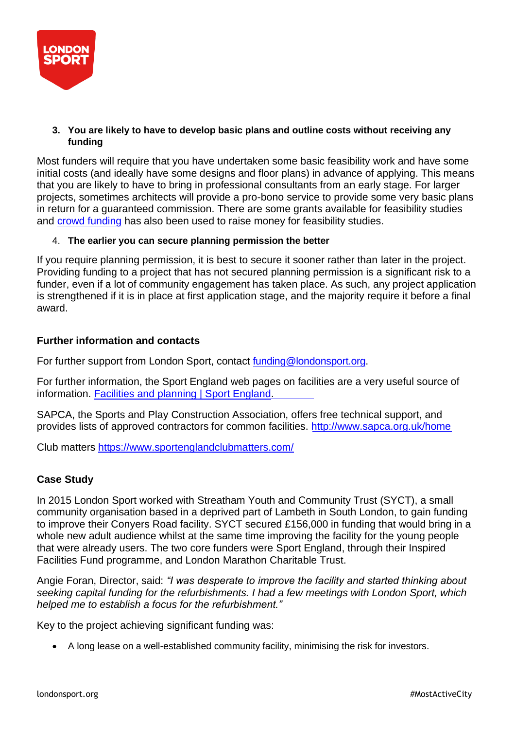3. **You are likely to have to develop basic plans and outline costs without receiving any funding**

Most funders will require that you have undertaken some basic feasibility work and have some initial costs (and ideally have some designs and floor plans) in advance of applying. This means that you are likely to have to bring in professional consultants from an early stage. For larger projects, sometimes architects will provide a pro-bono service to provide some very basic plans in return for a guaranteed commission. There are some grants available for feasibility studies and crowd funding has also been used to raise money for feasibility studies.

4. **The earlier you can secure planning permission the better**

If you require planning permission, it is best to secure it sooner rather than later in the project. Providing funding to a project that has not secured planning permission is a significant risk to a funder, even if a lot of community engagement has taken place. As such, any project application is strengthened if it is in place at first application stage, and the majority require it before a final award.

## Further information and contacts

For further support from London Sport, contact funding@londonsport.org.

For further information, the Sport England web pages on facilities are a very useful source of information. Facilities and planning | Sport England.

SAPCA, the Sports and Play Construction Association, offers free technical support, and provides lists of approved contractors for common facilities. http://www.sapca.org.uk/home

Club matters https://www.sportenglandclubmatters.com/

## Case Study

In 2015 London Sport worked with Streatham Youth and Community Trust (SYCT), a small community organisation based in a deprived part of Lambeth in South London, to gain funding to improve their Conyers Road facility. SYCT secured £156,000 in funding that would bring in a whole new adult audience whilst at the same time improving the facility for the young people that were already users. The two core funders were Sport England, through their Inspired Facilities Fund programme, and London Marathon Charitable Trust.

Angie Foran, Director, said: *"I was desperate to improve the facility and started thinking about seeking capital funding for the refurbishments. I had a few meetings with London Sport, which helped me to establish a focus for the refurbishment."*

Key to the project achieving significant funding was:

- A long lease on a well-established community facility, minimising the risk for investors.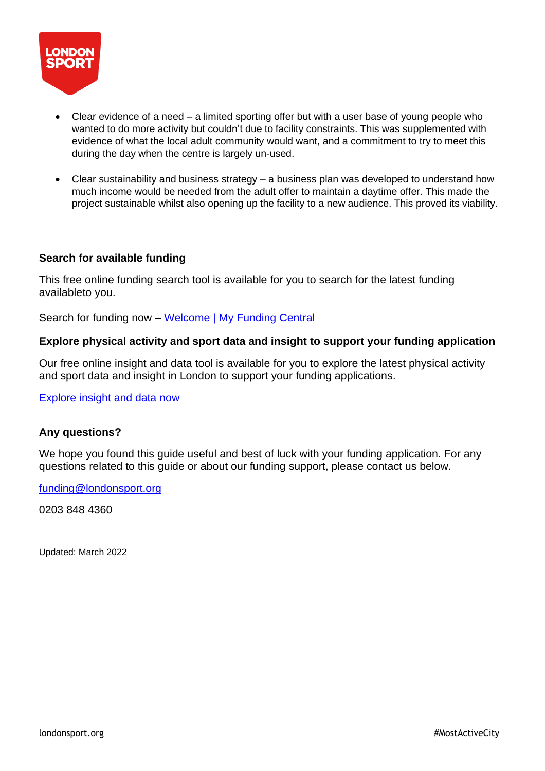- Clear evidence of a need – a limited sporting offer but with a user base of young people who wanted to do more activity but couldn't due to facility constraints. This was supplemented with evidence of what the local adult community would want, and a commitment to try to meet this during the day when the centre is largely un-used.

- Clear sustainability and business strategy – a business plan was developed to understand how much income would be needed from the adult offer to maintain a daytime offer. This made the project sustainable whilst also opening up the facility to a new audience. This proved its viability.

**Search for available funding**

This free online funding search tool is available for you to search for the latest funding availableto you.

Search for funding now – [Welcome | My Funding Central]

**Explore physical activity and sport data and insight to support your funding application**

Our free online insight and data tool is available for you to explore the latest physical activity and sport data and insight in London to support your funding applications.

[Explore insight and data now]

**Any questions?**

We hope you found this guide useful and best of luck with your funding application. For any questions related to this guide or about our funding support, please contact us below.

funding@londonsport.org

0203 848 4360

Updated: March 2022